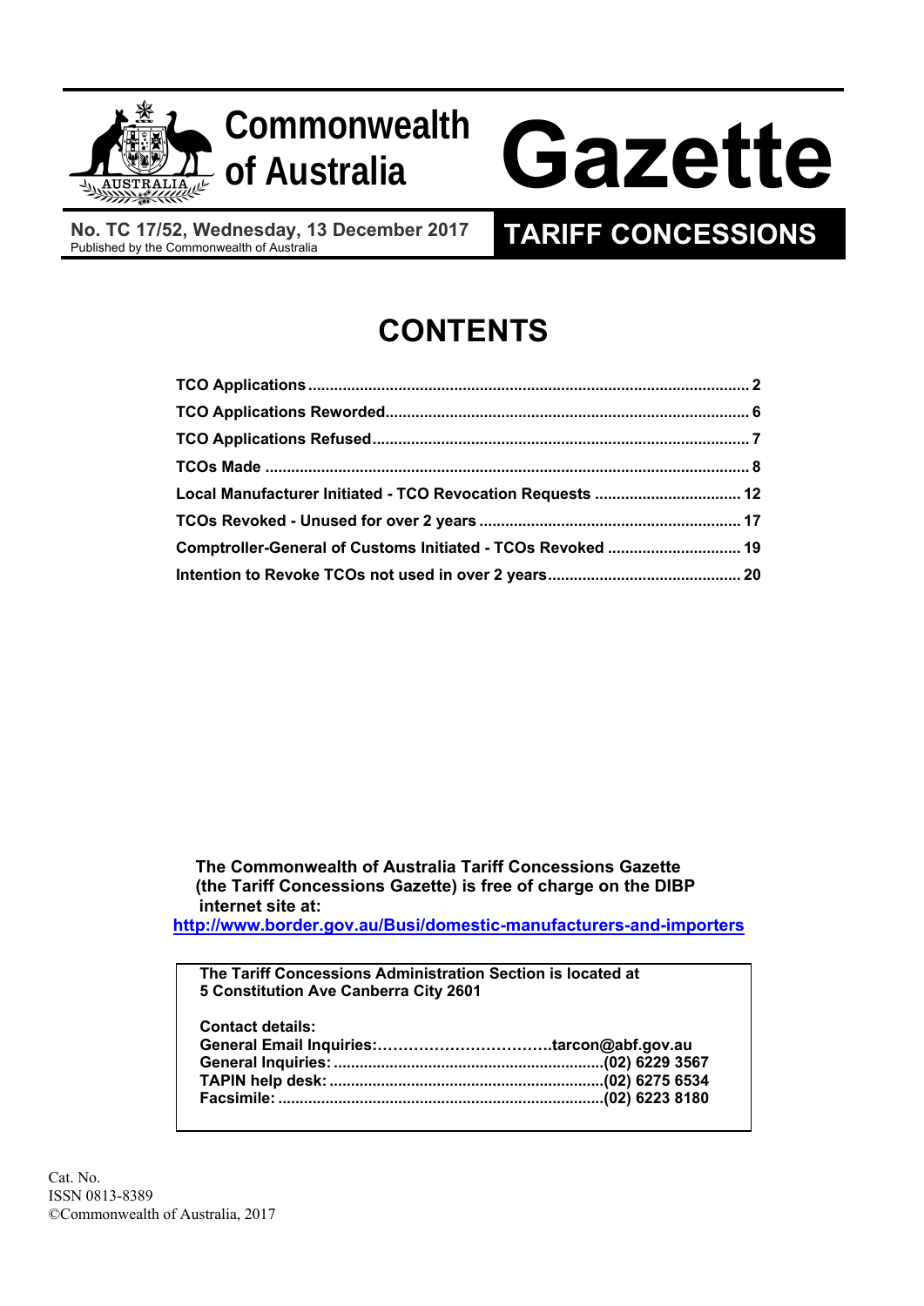# Commonwealth of Australia Gazette

**No. TC 17/52, Wednesday, 13 December 2017**
Published by the Commonwealth of Australia

**TARIFF CONCESSIONS**

# CONTENTS

| | |
|---|---|
| **TCO Applications** | **2** |
| **TCO Applications Reworded** | **6** |
| **TCO Applications Refused** | **7** |
| **TCOs Made** | **8** |
| **Local Manufacturer Initiated - TCO Revocation Requests** | **12** |
| **TCOs Revoked - Unused for over 2 years** | **17** |
| **Comptroller-General of Customs Initiated - TCOs Revoked** | **19** |
| **Intention to Revoke TCOs not used in over 2 years** | **20** |

**The Commonwealth of Australia Tariff Concessions Gazette (the Tariff Concessions Gazette) is free of charge on the DIBP internet site at:**
**http://www.border.gov.au/Busi/domestic-manufacturers-and-importers**

**The Tariff Concessions Administration Section is located at 5 Constitution Ave Canberra City 2601**

**Contact details:**

| | |
|---|---|
| **General Email Inquiries:** | **tarcon@abf.gov.au** |
| **General Inquiries:** | **(02) 6229 3567** |
| **TAPIN help desk:** | **(02) 6275 6534** |
| **Facsimile:** | **(02) 6223 8180** |

Cat. No.
ISSN 0813-8389
©Commonwealth of Australia, 2017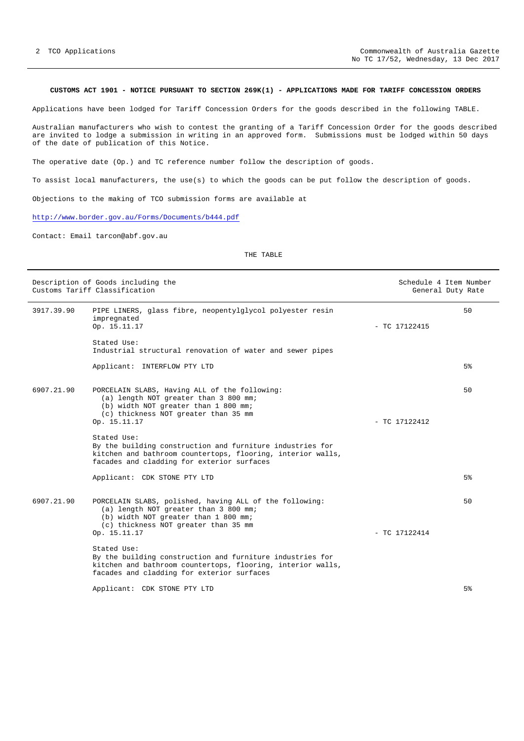**CUSTOMS ACT 1901 - NOTICE PURSUANT TO SECTION 269K(1) - APPLICATIONS MADE FOR TARIFF CONCESSION ORDERS**

Applications have been lodged for Tariff Concession Orders for the goods described in the following TABLE.

Australian manufacturers who wish to contest the granting of a Tariff Concession Order for the goods described are invited to lodge a submission in writing in an approved form. Submissions must be lodged within 50 days of the date of publication of this Notice.

The operative date (Op.) and TC reference number follow the description of goods.

To assist local manufacturers, the use(s) to which the goods can be put follow the description of goods.

Objections to the making of TCO submission forms are available at

http://www.border.gov.au/Forms/Documents/b444.pdf

Contact: Email tarcon@abf.gov.au

THE TABLE

| | Description of Goods including the Customs Tariff Classification | | Schedule 4 Item Number General Duty Rate |
|---|---|---|---|
| 3917.39.90 | PIPE LINERS, glass fibre, neopentylglycol polyester resin impregnated<br>Op. 15.11.17<br><br>Stated Use:<br>Industrial structural renovation of water and sewer pipes<br><br>Applicant: INTERFLOW PTY LTD | - TC 17122415 | 50<br><br><br><br><br><br>5% |
| 6907.21.90 | PORCELAIN SLABS, Having ALL of the following:<br>(a) length NOT greater than 3 800 mm;<br>(b) width NOT greater than 1 800 mm;<br>(c) thickness NOT greater than 35 mm<br>Op. 15.11.17<br><br>Stated Use:<br>By the building construction and furniture industries for kitchen and bathroom countertops, flooring, interior walls, facades and cladding for exterior surfaces<br><br>Applicant: CDK STONE PTY LTD | - TC 17122412 | 50<br><br><br><br><br><br><br><br>5% |
| 6907.21.90 | PORCELAIN SLABS, polished, having ALL of the following:<br>(a) length NOT greater than 3 800 mm;<br>(b) width NOT greater than 1 800 mm;<br>(c) thickness NOT greater than 35 mm<br>Op. 15.11.17<br><br>Stated Use:<br>By the building construction and furniture industries for kitchen and bathroom countertops, flooring, interior walls, facades and cladding for exterior surfaces<br><br>Applicant: CDK STONE PTY LTD | - TC 17122414 | 50<br><br><br><br><br><br><br><br>5% |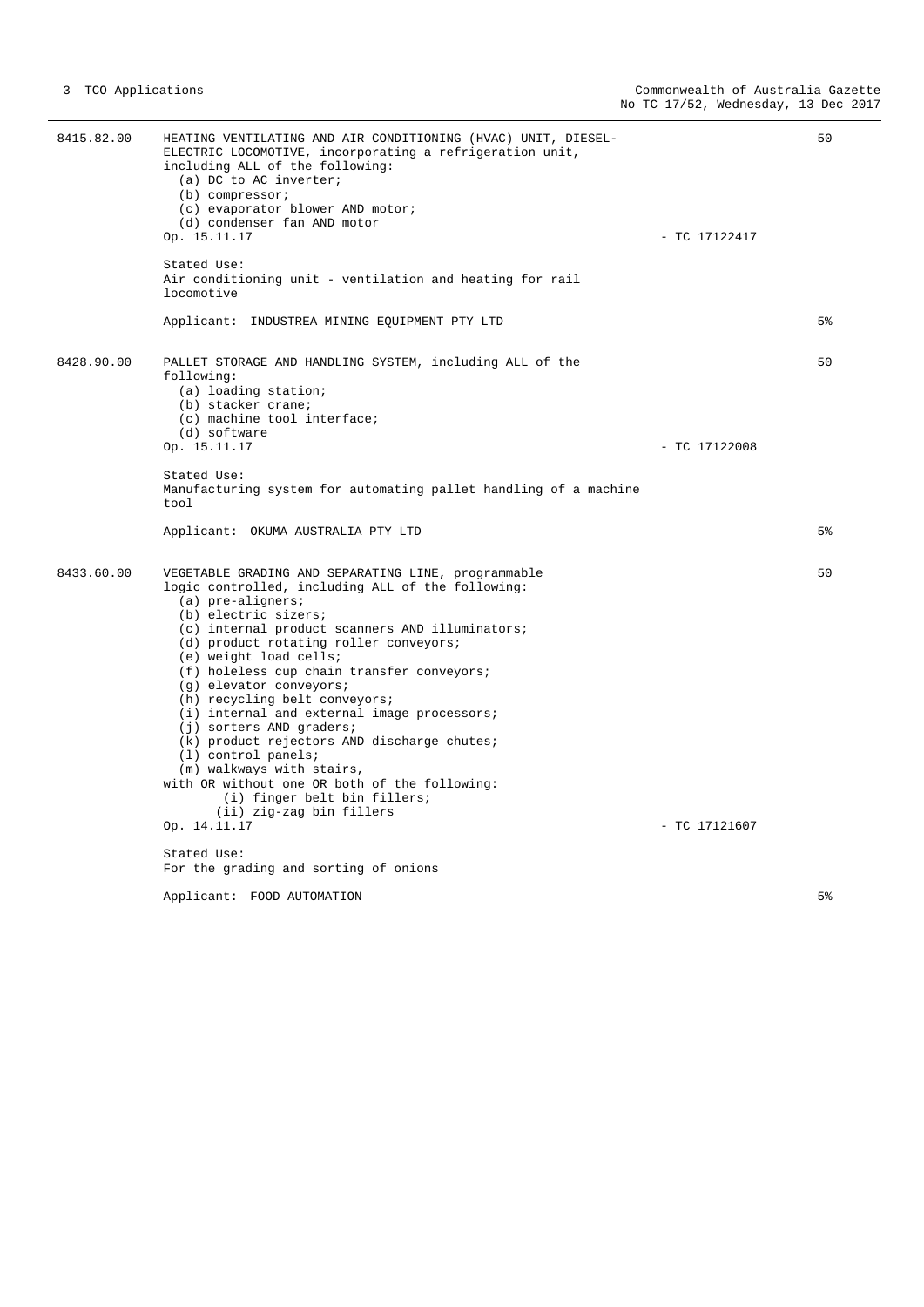8415.82.00 HEATING VENTILATING AND AIR CONDITIONING (HVAC) UNIT, DIESEL-ELECTRIC LOCOMOTIVE, incorporating a refrigeration unit, including ALL of the following:
  (a) DC to AC inverter;
  (b) compressor;
  (c) evaporator blower AND motor;
  (d) condenser fan AND motor

Op. 15.11.17 - TC 17122417 — 50

Stated Use:
Air conditioning unit - ventilation and heating for rail locomotive

Applicant: INDUSTREA MINING EQUIPMENT PTY LTD — 5%

8428.90.00 PALLET STORAGE AND HANDLING SYSTEM, including ALL of the following:
  (a) loading station;
  (b) stacker crane;
  (c) machine tool interface;
  (d) software

Op. 15.11.17 - TC 17122008 — 50

Stated Use:
Manufacturing system for automating pallet handling of a machine tool

Applicant: OKUMA AUSTRALIA PTY LTD — 5%

8433.60.00 VEGETABLE GRADING AND SEPARATING LINE, programmable logic controlled, including ALL of the following:
  (a) pre-aligners;
  (b) electric sizers;
  (c) internal product scanners AND illuminators;
  (d) product rotating roller conveyors;
  (e) weight load cells;
  (f) holeless cup chain transfer conveyors;
  (g) elevator conveyors;
  (h) recycling belt conveyors;
  (i) internal and external image processors;
  (j) sorters AND graders;
  (k) product rejectors AND discharge chutes;
  (l) control panels;
  (m) walkways with stairs,
with OR without one OR both of the following:
    (i) finger belt bin fillers;
    (ii) zig-zag bin fillers

Op. 14.11.17 - TC 17121607 — 50

Stated Use:
For the grading and sorting of onions

Applicant: FOOD AUTOMATION — 5%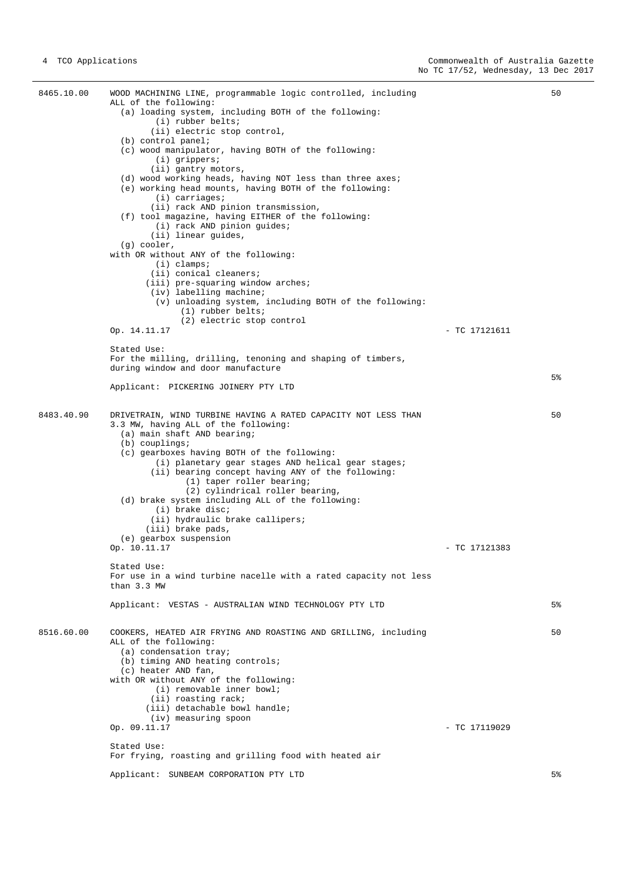| | | | |
|---|---|---|---|
| 8465.10.00 | WOOD MACHINING LINE, programmable logic controlled, including ALL of the following:<br>(a) loading system, including BOTH of the following:<br>(i) rubber belts;<br>(ii) electric stop control,<br>(b) control panel;<br>(c) wood manipulator, having BOTH of the following:<br>(i) grippers;<br>(ii) gantry motors,<br>(d) wood working heads, having NOT less than three axes;<br>(e) working head mounts, having BOTH of the following:<br>(i) carriages;<br>(ii) rack AND pinion transmission,<br>(f) tool magazine, having EITHER of the following:<br>(i) rack AND pinion guides;<br>(ii) linear guides,<br>(g) cooler,<br>with OR without ANY of the following:<br>(i) clamps;<br>(ii) conical cleaners;<br>(iii) pre-squaring window arches;<br>(iv) labelling machine;<br>(v) unloading system, including BOTH of the following:<br>(1) rubber belts;<br>(2) electric stop control<br>Op. 14.11.17<br><br>Stated Use:<br>For the milling, drilling, tenoning and shaping of timbers, during window and door manufacture<br><br>Applicant: PICKERING JOINERY PTY LTD | - TC 17121611 | 50<br><br>5% |
| 8483.40.90 | DRIVETRAIN, WIND TURBINE HAVING A RATED CAPACITY NOT LESS THAN 3.3 MW, having ALL of the following:<br>(a) main shaft AND bearing;<br>(b) couplings;<br>(c) gearboxes having BOTH of the following:<br>(i) planetary gear stages AND helical gear stages;<br>(ii) bearing concept having ANY of the following:<br>(1) taper roller bearing;<br>(2) cylindrical roller bearing,<br>(d) brake system including ALL of the following:<br>(i) brake disc;<br>(ii) hydraulic brake callipers;<br>(iii) brake pads,<br>(e) gearbox suspension<br>Op. 10.11.17<br><br>Stated Use:<br>For use in a wind turbine nacelle with a rated capacity not less than 3.3 MW<br><br>Applicant: VESTAS - AUSTRALIAN WIND TECHNOLOGY PTY LTD | - TC 17121383 | 50<br><br>5% |
| 8516.60.00 | COOKERS, HEATED AIR FRYING AND ROASTING AND GRILLING, including ALL of the following:<br>(a) condensation tray;<br>(b) timing AND heating controls;<br>(c) heater AND fan,<br>with OR without ANY of the following:<br>(i) removable inner bowl;<br>(ii) roasting rack;<br>(iii) detachable bowl handle;<br>(iv) measuring spoon<br>Op. 09.11.17<br><br>Stated Use:<br>For frying, roasting and grilling food with heated air<br><br>Applicant: SUNBEAM CORPORATION PTY LTD | - TC 17119029 | 50<br><br>5% |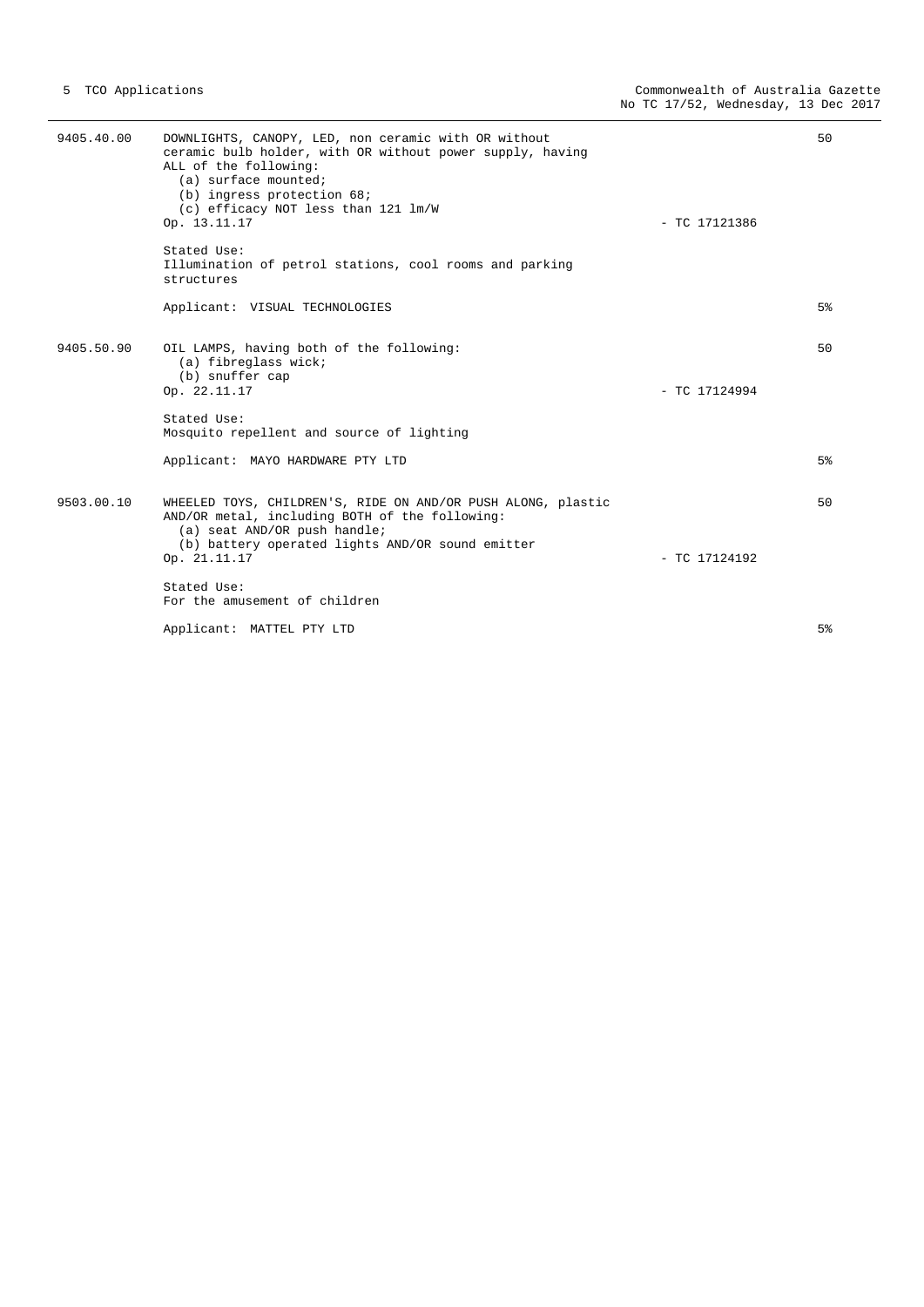| | | | |
|---|---|---|---|
| 9405.40.00 | DOWNLIGHTS, CANOPY, LED, non ceramic with OR without ceramic bulb holder, with OR without power supply, having ALL of the following:<br>(a) surface mounted;<br>(b) ingress protection 68;<br>(c) efficacy NOT less than 121 lm/W<br>Op. 13.11.17<br><br>Stated Use:<br>Illumination of petrol stations, cool rooms and parking structures<br><br>Applicant: VISUAL TECHNOLOGIES | - TC 17121386 | 50<br><br><br><br><br><br><br><br><br><br><br>5% |
| 9405.50.90 | OIL LAMPS, having both of the following:<br>(a) fibreglass wick;<br>(b) snuffer cap<br>Op. 22.11.17<br><br>Stated Use:<br>Mosquito repellent and source of lighting<br><br>Applicant: MAYO HARDWARE PTY LTD | - TC 17124994 | 50<br><br><br><br><br><br><br><br>5% |
| 9503.00.10 | WHEELED TOYS, CHILDREN'S, RIDE ON AND/OR PUSH ALONG, plastic AND/OR metal, including BOTH of the following:<br>(a) seat AND/OR push handle;<br>(b) battery operated lights AND/OR sound emitter<br>Op. 21.11.17<br><br>Stated Use:<br>For the amusement of children<br><br>Applicant: MATTEL PTY LTD | - TC 17124192 | 50<br><br><br><br><br><br><br><br>5% |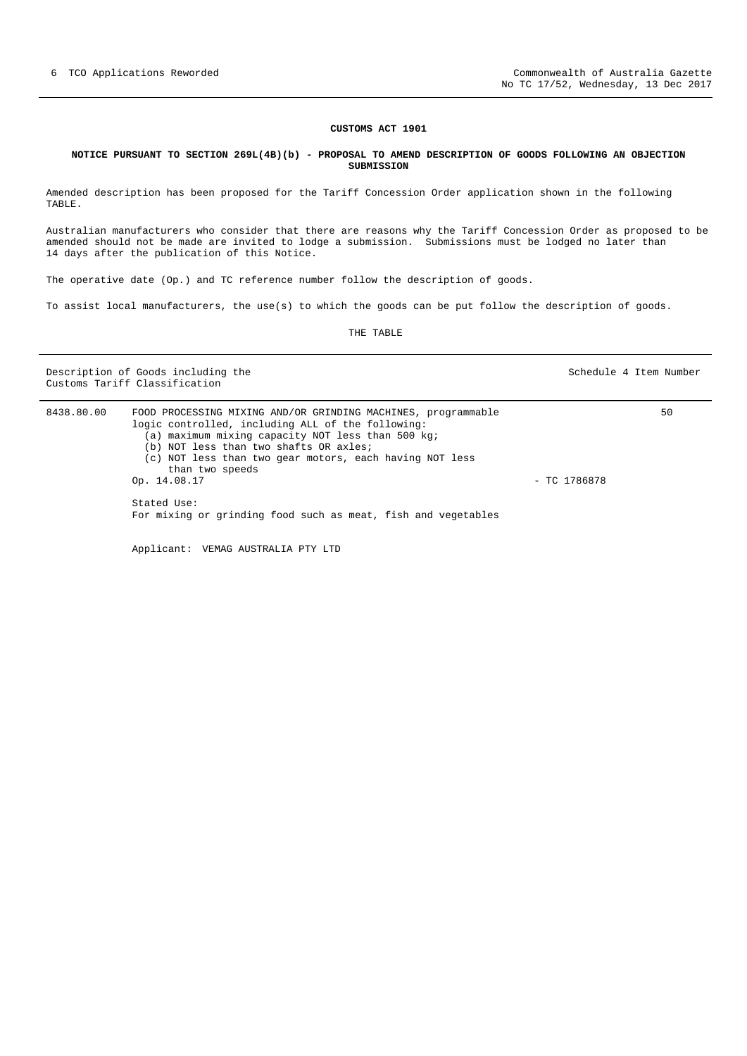## CUSTOMS ACT 1901

### NOTICE PURSUANT TO SECTION 269L(4B)(b) - PROPOSAL TO AMEND DESCRIPTION OF GOODS FOLLOWING AN OBJECTION SUBMISSION

Amended description has been proposed for the Tariff Concession Order application shown in the following TABLE.

Australian manufacturers who consider that there are reasons why the Tariff Concession Order as proposed to be amended should not be made are invited to lodge a submission. Submissions must be lodged no later than 14 days after the publication of this Notice.

The operative date (Op.) and TC reference number follow the description of goods.

To assist local manufacturers, the use(s) to which the goods can be put follow the description of goods.

THE TABLE

| Description of Goods including the Customs Tariff Classification | | | Schedule 4 Item Number |
|---|---|---|---|
| 8438.80.00 | FOOD PROCESSING MIXING AND/OR GRINDING MACHINES, programmable logic controlled, including ALL of the following:<br>(a) maximum mixing capacity NOT less than 500 kg;<br>(b) NOT less than two shafts OR axles;<br>(c) NOT less than two gear motors, each having NOT less than two speeds<br>Op. 14.08.17<br><br>Stated Use:<br>For mixing or grinding food such as meat, fish and vegetables<br><br>Applicant: VEMAG AUSTRALIA PTY LTD | - TC 1786878 | 50 |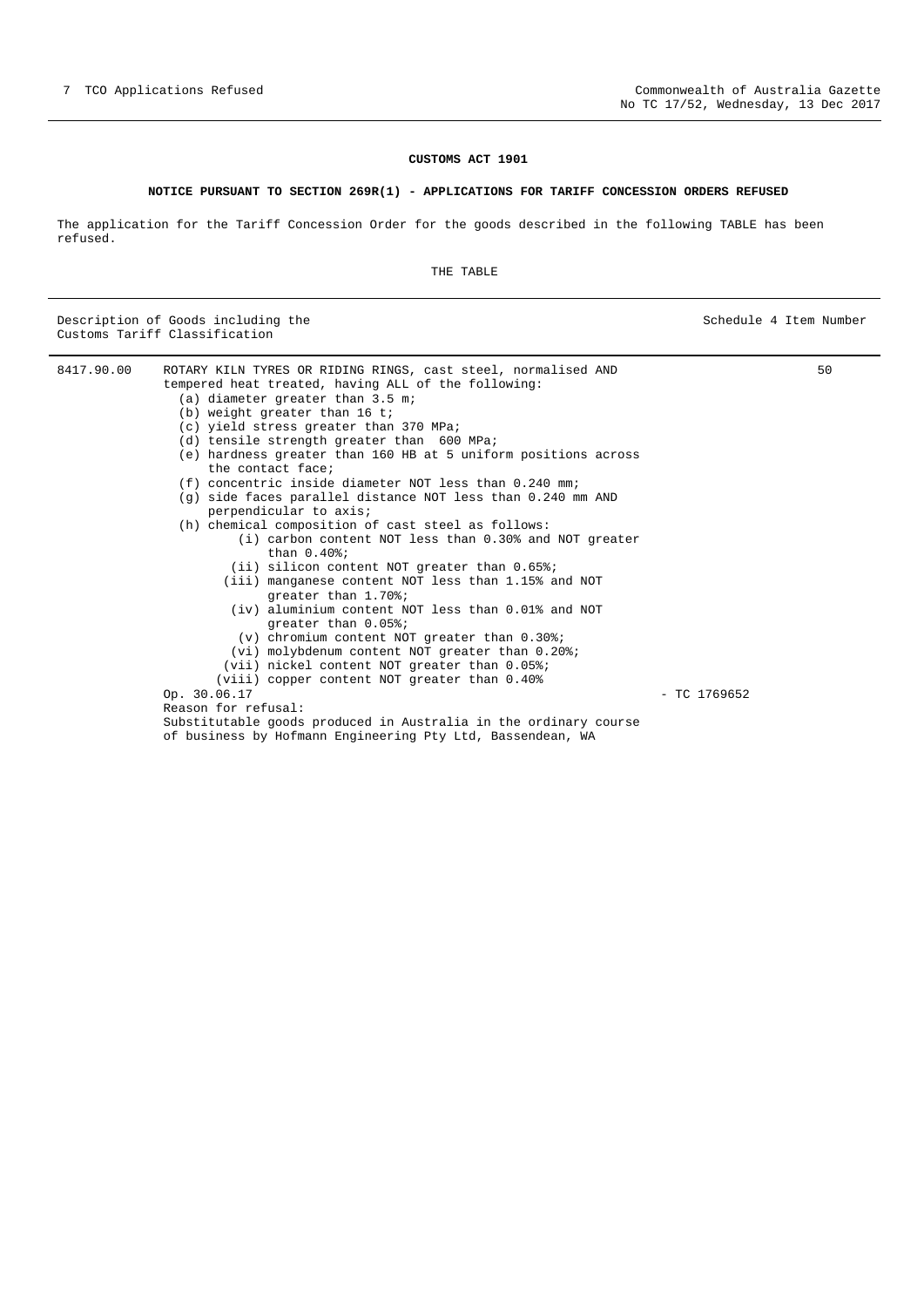**CUSTOMS ACT 1901**

**NOTICE PURSUANT TO SECTION 269R(1) - APPLICATIONS FOR TARIFF CONCESSION ORDERS REFUSED**

The application for the Tariff Concession Order for the goods described in the following TABLE has been refused.

THE TABLE

| Description of Goods including the Customs Tariff Classification | | | Schedule 4 Item Number |
|---|---|---|---|
| 8417.90.00 | ROTARY KILN TYRES OR RIDING RINGS, cast steel, normalised AND tempered heat treated, having ALL of the following:<br>(a) diameter greater than 3.5 m;<br>(b) weight greater than 16 t;<br>(c) yield stress greater than 370 MPa;<br>(d) tensile strength greater than 600 MPa;<br>(e) hardness greater than 160 HB at 5 uniform positions across the contact face;<br>(f) concentric inside diameter NOT less than 0.240 mm;<br>(g) side faces parallel distance NOT less than 0.240 mm AND perpendicular to axis;<br>(h) chemical composition of cast steel as follows:<br>(i) carbon content NOT less than 0.30% and NOT greater than 0.40%;<br>(ii) silicon content NOT greater than 0.65%;<br>(iii) manganese content NOT less than 1.15% and NOT greater than 1.70%;<br>(iv) aluminium content NOT less than 0.01% and NOT greater than 0.05%;<br>(v) chromium content NOT greater than 0.30%;<br>(vi) molybdenum content NOT greater than 0.20%;<br>(vii) nickel content NOT greater than 0.05%;<br>(viii) copper content NOT greater than 0.40%<br>Op. 30.06.17<br>Reason for refusal:<br>Substitutable goods produced in Australia in the ordinary course of business by Hofmann Engineering Pty Ltd, Bassendean, WA | - TC 1769652 | 50 |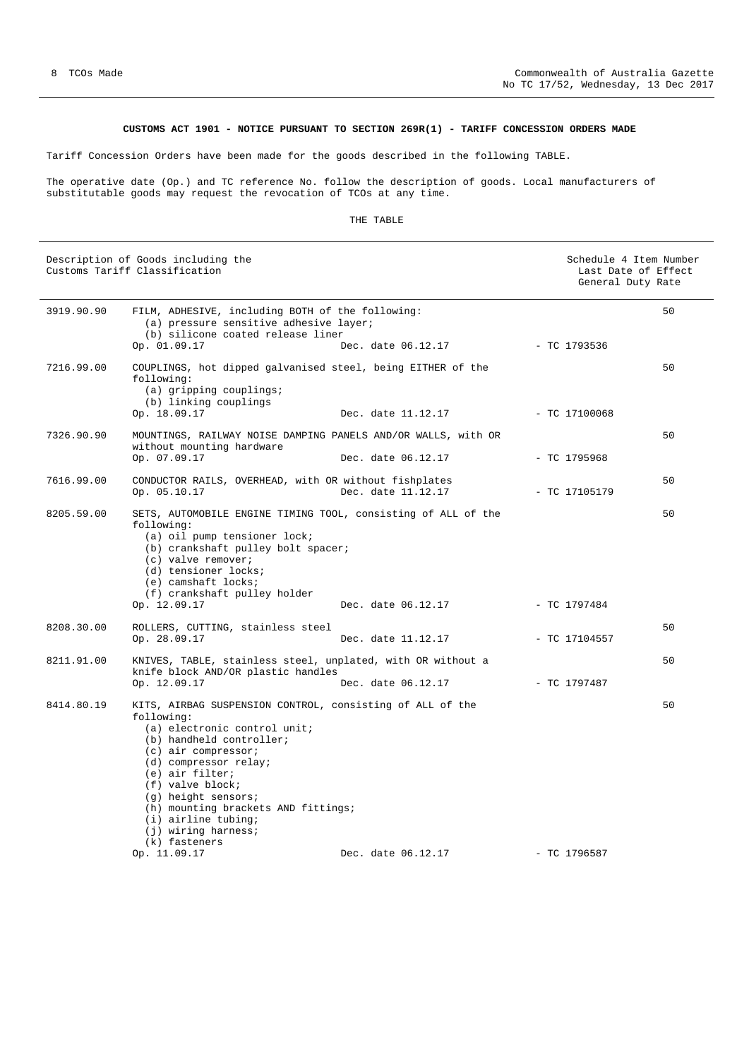**CUSTOMS ACT 1901 - NOTICE PURSUANT TO SECTION 269R(1) - TARIFF CONCESSION ORDERS MADE**

Tariff Concession Orders have been made for the goods described in the following TABLE.

The operative date (Op.) and TC reference No. follow the description of goods. Local manufacturers of substitutable goods may request the revocation of TCOs at any time.

THE TABLE

| Description of Goods including the Customs Tariff Classification | | | | Schedule 4 Item Number Last Date of Effect General Duty Rate |
|---|---|---|---|---|
| 3919.90.90 | FILM, ADHESIVE, including BOTH of the following:<br>(a) pressure sensitive adhesive layer;<br>(b) silicone coated release liner<br>Op. 01.09.17 | Dec. date 06.12.17 | - TC 1793536 | 50 |
| 7216.99.00 | COUPLINGS, hot dipped galvanised steel, being EITHER of the following:<br>(a) gripping couplings;<br>(b) linking couplings<br>Op. 18.09.17 | Dec. date 11.12.17 | - TC 17100068 | 50 |
| 7326.90.90 | MOUNTINGS, RAILWAY NOISE DAMPING PANELS AND/OR WALLS, with OR without mounting hardware<br>Op. 07.09.17 | Dec. date 06.12.17 | - TC 1795968 | 50 |
| 7616.99.00 | CONDUCTOR RAILS, OVERHEAD, with OR without fishplates<br>Op. 05.10.17 | Dec. date 11.12.17 | - TC 17105179 | 50 |
| 8205.59.00 | SETS, AUTOMOBILE ENGINE TIMING TOOL, consisting of ALL of the following:<br>(a) oil pump tensioner lock;<br>(b) crankshaft pulley bolt spacer;<br>(c) valve remover;<br>(d) tensioner locks;<br>(e) camshaft locks;<br>(f) crankshaft pulley holder<br>Op. 12.09.17 | Dec. date 06.12.17 | - TC 1797484 | 50 |
| 8208.30.00 | ROLLERS, CUTTING, stainless steel<br>Op. 28.09.17 | Dec. date 11.12.17 | - TC 17104557 | 50 |
| 8211.91.00 | KNIVES, TABLE, stainless steel, unplated, with OR without a knife block AND/OR plastic handles<br>Op. 12.09.17 | Dec. date 06.12.17 | - TC 1797487 | 50 |
| 8414.80.19 | KITS, AIRBAG SUSPENSION CONTROL, consisting of ALL of the following:<br>(a) electronic control unit;<br>(b) handheld controller;<br>(c) air compressor;<br>(d) compressor relay;<br>(e) air filter;<br>(f) valve block;<br>(g) height sensors;<br>(h) mounting brackets AND fittings;<br>(i) airline tubing;<br>(j) wiring harness;<br>(k) fasteners<br>Op. 11.09.17 | Dec. date 06.12.17 | - TC 1796587 | 50 |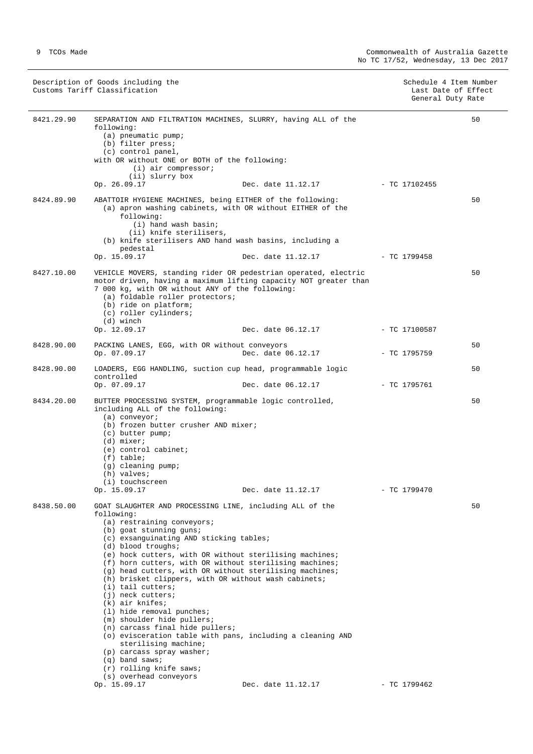| Description of Goods including the Customs Tariff Classification | | | Schedule 4 Item Number Last Date of Effect General Duty Rate |
|---|---|---|---|
| 8421.29.90 | SEPARATION AND FILTRATION MACHINES, SLURRY, having ALL of the following:<br>(a) pneumatic pump;<br>(b) filter press;<br>(c) control panel,<br>with OR without ONE or BOTH of the following:<br>(i) air compressor;<br>(ii) slurry box<br>Op. 26.09.17 Dec. date 11.12.17 | - TC 17102455 | 50 |
| 8424.89.90 | ABATTOIR HYGIENE MACHINES, being EITHER of the following:<br>(a) apron washing cabinets, with OR without EITHER of the following:<br>(i) hand wash basin;<br>(ii) knife sterilisers,<br>(b) knife sterilisers AND hand wash basins, including a pedestal<br>Op. 15.09.17 Dec. date 11.12.17 | - TC 1799458 | 50 |
| 8427.10.00 | VEHICLE MOVERS, standing rider OR pedestrian operated, electric motor driven, having a maximum lifting capacity NOT greater than 7 000 kg, with OR without ANY of the following:<br>(a) foldable roller protectors;<br>(b) ride on platform;<br>(c) roller cylinders;<br>(d) winch<br>Op. 12.09.17 Dec. date 06.12.17 | - TC 17100587 | 50 |
| 8428.90.00 | PACKING LANES, EGG, with OR without conveyors<br>Op. 07.09.17 Dec. date 06.12.17 | - TC 1795759 | 50 |
| 8428.90.00 | LOADERS, EGG HANDLING, suction cup head, programmable logic controlled<br>Op. 07.09.17 Dec. date 06.12.17 | - TC 1795761 | 50 |
| 8434.20.00 | BUTTER PROCESSING SYSTEM, programmable logic controlled, including ALL of the following:<br>(a) conveyor;<br>(b) frozen butter crusher AND mixer;<br>(c) butter pump;<br>(d) mixer;<br>(e) control cabinet;<br>(f) table;<br>(g) cleaning pump;<br>(h) valves;<br>(i) touchscreen<br>Op. 15.09.17 Dec. date 11.12.17 | - TC 1799470 | 50 |
| 8438.50.00 | GOAT SLAUGHTER AND PROCESSING LINE, including ALL of the following:<br>(a) restraining conveyors;<br>(b) goat stunning guns;<br>(c) exsanguinating AND sticking tables;<br>(d) blood troughs;<br>(e) hock cutters, with OR without sterilising machines;<br>(f) horn cutters, with OR without sterilising machines;<br>(g) head cutters, with OR without sterilising machines;<br>(h) brisket clippers, with OR without wash cabinets;<br>(i) tail cutters;<br>(j) neck cutters;<br>(k) air knifes;<br>(l) hide removal punches;<br>(m) shoulder hide pullers;<br>(n) carcass final hide pullers;<br>(o) evisceration table with pans, including a cleaning AND sterilising machine;<br>(p) carcass spray washer;<br>(q) band saws;<br>(r) rolling knife saws;<br>(s) overhead conveyors<br>Op. 15.09.17 Dec. date 11.12.17 | - TC 1799462 | 50 |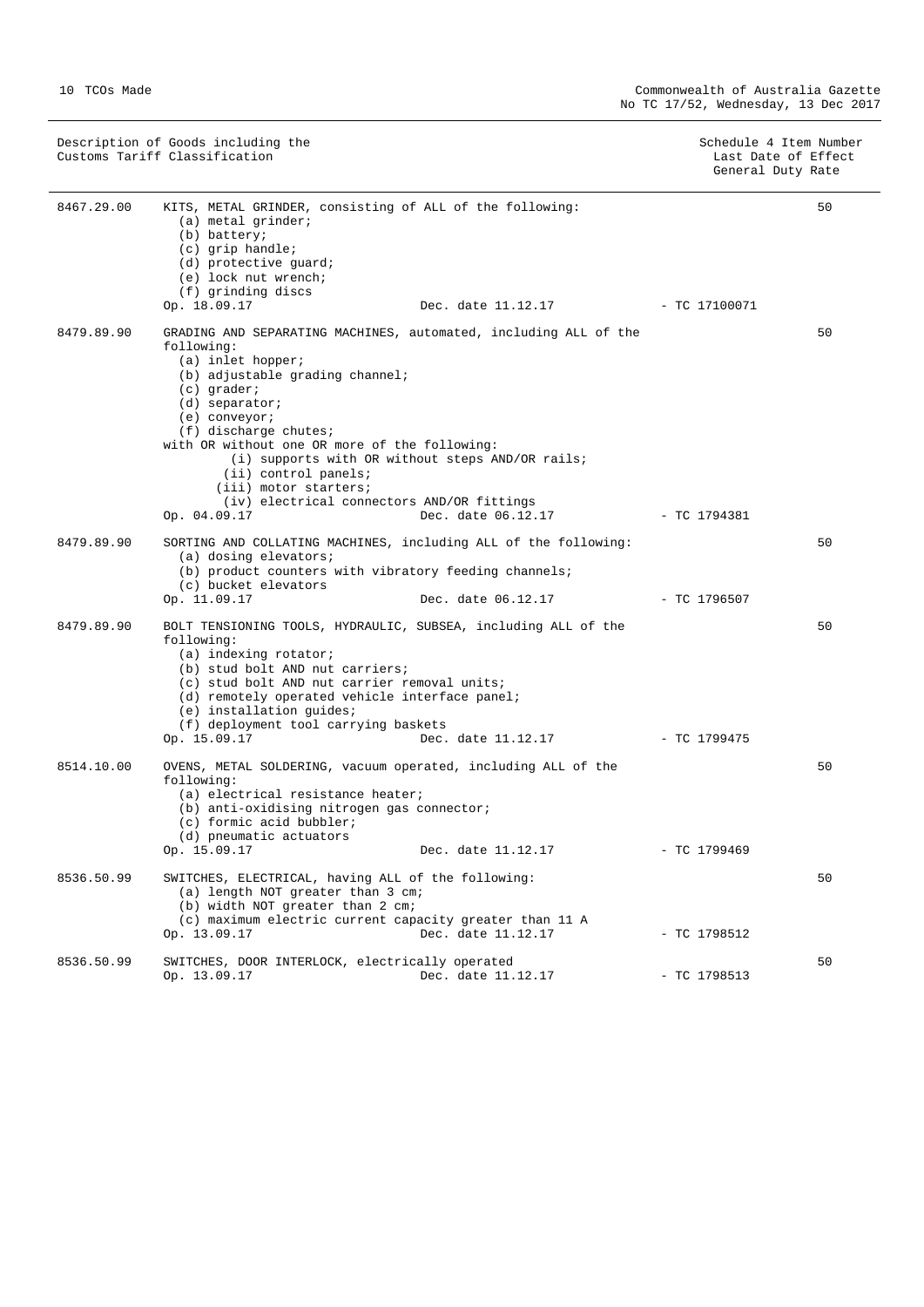| Description of Goods including the Customs Tariff Classification | | Schedule 4 Item Number Last Date of Effect General Duty Rate |
|---|---|---|
| 8467.29.00 | KITS, METAL GRINDER, consisting of ALL of the following:<br>(a) metal grinder;<br>(b) battery;<br>(c) grip handle;<br>(d) protective guard;<br>(e) lock nut wrench;<br>(f) grinding discs<br>Op. 18.09.17 Dec. date 11.12.17 - TC 17100071 | 50 |
| 8479.89.90 | GRADING AND SEPARATING MACHINES, automated, including ALL of the following:<br>(a) inlet hopper;<br>(b) adjustable grading channel;<br>(c) grader;<br>(d) separator;<br>(e) conveyor;<br>(f) discharge chutes;<br>with OR without one OR more of the following:<br>(i) supports with OR without steps AND/OR rails;<br>(ii) control panels;<br>(iii) motor starters;<br>(iv) electrical connectors AND/OR fittings<br>Op. 04.09.17 Dec. date 06.12.17 - TC 1794381 | 50 |
| 8479.89.90 | SORTING AND COLLATING MACHINES, including ALL of the following:<br>(a) dosing elevators;<br>(b) product counters with vibratory feeding channels;<br>(c) bucket elevators<br>Op. 11.09.17 Dec. date 06.12.17 - TC 1796507 | 50 |
| 8479.89.90 | BOLT TENSIONING TOOLS, HYDRAULIC, SUBSEA, including ALL of the following:<br>(a) indexing rotator;<br>(b) stud bolt AND nut carriers;<br>(c) stud bolt AND nut carrier removal units;<br>(d) remotely operated vehicle interface panel;<br>(e) installation guides;<br>(f) deployment tool carrying baskets<br>Op. 15.09.17 Dec. date 11.12.17 - TC 1799475 | 50 |
| 8514.10.00 | OVENS, METAL SOLDERING, vacuum operated, including ALL of the following:<br>(a) electrical resistance heater;<br>(b) anti-oxidising nitrogen gas connector;<br>(c) formic acid bubbler;<br>(d) pneumatic actuators<br>Op. 15.09.17 Dec. date 11.12.17 - TC 1799469 | 50 |
| 8536.50.99 | SWITCHES, ELECTRICAL, having ALL of the following:<br>(a) length NOT greater than 3 cm;<br>(b) width NOT greater than 2 cm;<br>(c) maximum electric current capacity greater than 11 A<br>Op. 13.09.17 Dec. date 11.12.17 - TC 1798512 | 50 |
| 8536.50.99 | SWITCHES, DOOR INTERLOCK, electrically operated<br>Op. 13.09.17 Dec. date 11.12.17 - TC 1798513 | 50 |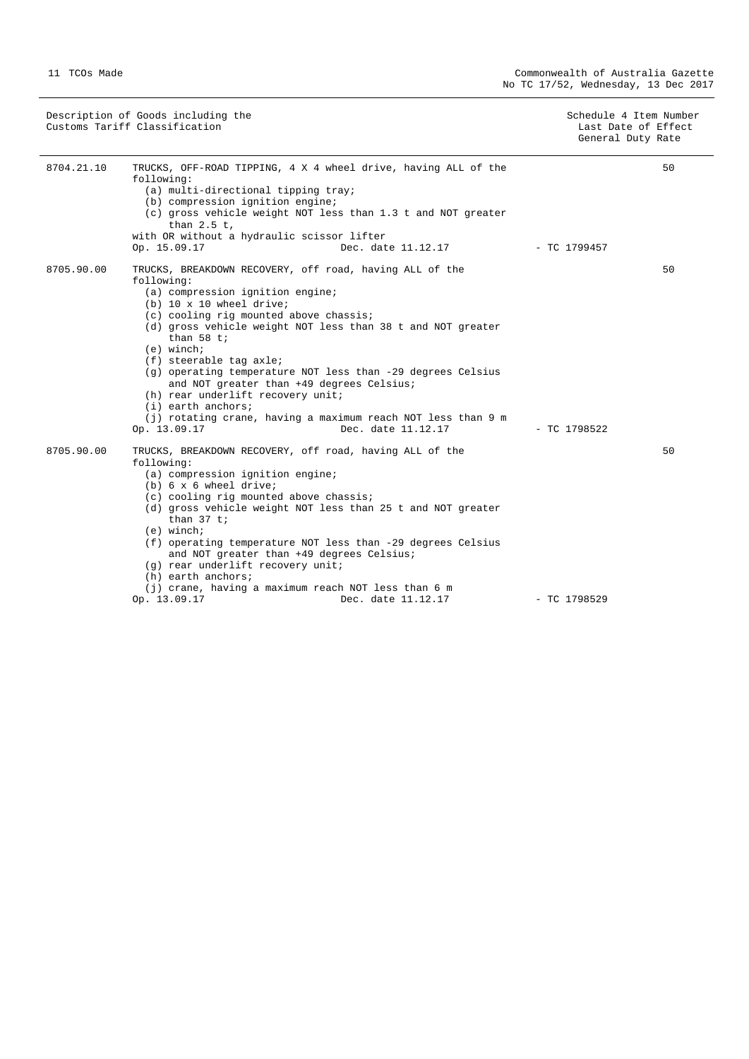| Description of Goods including the Customs Tariff Classification | | Schedule 4 Item Number Last Date of Effect General Duty Rate |
|---|---|---|
| 8704.21.10 | TRUCKS, OFF-ROAD TIPPING, 4 X 4 wheel drive, having ALL of the following:<br>(a) multi-directional tipping tray;<br>(b) compression ignition engine;<br>(c) gross vehicle weight NOT less than 1.3 t and NOT greater than 2.5 t,<br>with OR without a hydraulic scissor lifter<br>Op. 15.09.17 Dec. date 11.12.17 - TC 1799457 | 50 |
| 8705.90.00 | TRUCKS, BREAKDOWN RECOVERY, off road, having ALL of the following:<br>(a) compression ignition engine;<br>(b) 10 x 10 wheel drive;<br>(c) cooling rig mounted above chassis;<br>(d) gross vehicle weight NOT less than 38 t and NOT greater than 58 t;<br>(e) winch;<br>(f) steerable tag axle;<br>(g) operating temperature NOT less than -29 degrees Celsius and NOT greater than +49 degrees Celsius;<br>(h) rear underlift recovery unit;<br>(i) earth anchors;<br>(j) rotating crane, having a maximum reach NOT less than 9 m<br>Op. 13.09.17 Dec. date 11.12.17 - TC 1798522 | 50 |
| 8705.90.00 | TRUCKS, BREAKDOWN RECOVERY, off road, having ALL of the following:<br>(a) compression ignition engine;<br>(b) 6 x 6 wheel drive;<br>(c) cooling rig mounted above chassis;<br>(d) gross vehicle weight NOT less than 25 t and NOT greater than 37 t;<br>(e) winch;<br>(f) operating temperature NOT less than -29 degrees Celsius and NOT greater than +49 degrees Celsius;<br>(g) rear underlift recovery unit;<br>(h) earth anchors;<br>(j) crane, having a maximum reach NOT less than 6 m<br>Op. 13.09.17 Dec. date 11.12.17 - TC 1798529 | 50 |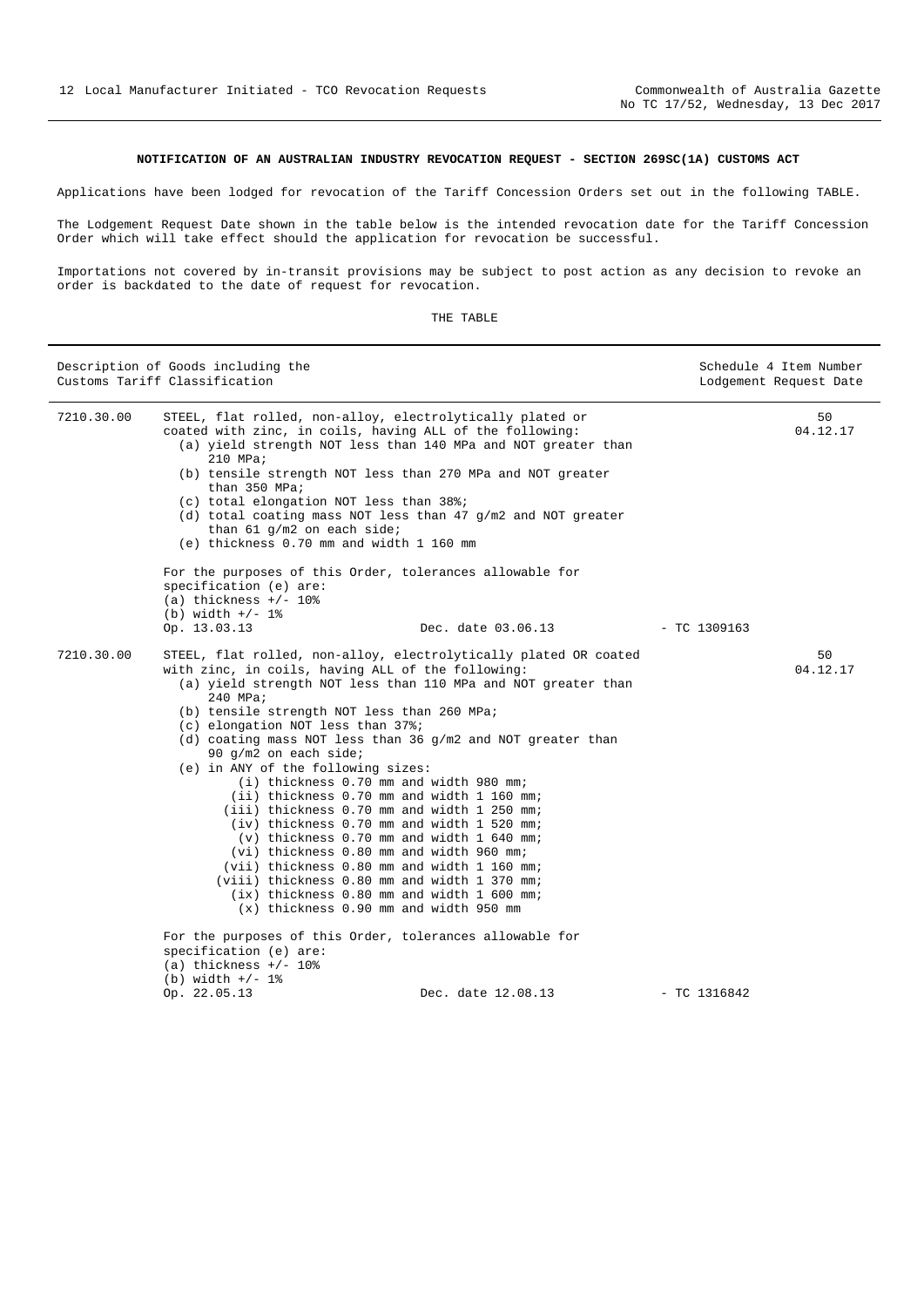**NOTIFICATION OF AN AUSTRALIAN INDUSTRY REVOCATION REQUEST - SECTION 269SC(1A) CUSTOMS ACT**

Applications have been lodged for revocation of the Tariff Concession Orders set out in the following TABLE.

The Lodgement Request Date shown in the table below is the intended revocation date for the Tariff Concession Order which will take effect should the application for revocation be successful.

Importations not covered by in-transit provisions may be subject to post action as any decision to revoke an order is backdated to the date of request for revocation.

THE TABLE

| Description of Goods including the Customs Tariff Classification | | Schedule 4 Item Number Lodgement Request Date |
|---|---|---|
| 7210.30.00 | STEEL, flat rolled, non-alloy, electrolytically plated or coated with zinc, in coils, having ALL of the following:<br>(a) yield strength NOT less than 140 MPa and NOT greater than 210 MPa;<br>(b) tensile strength NOT less than 270 MPa and NOT greater than 350 MPa;<br>(c) total elongation NOT less than 38%;<br>(d) total coating mass NOT less than 47 g/m2 and NOT greater than 61 g/m2 on each side;<br>(e) thickness 0.70 mm and width 1 160 mm<br><br>For the purposes of this Order, tolerances allowable for specification (e) are:<br>(a) thickness +/- 10%<br>(b) width +/- 1%<br>Op. 13.03.13 Dec. date 03.06.13 - TC 1309163 | 50<br>04.12.17 |
| 7210.30.00 | STEEL, flat rolled, non-alloy, electrolytically plated OR coated with zinc, in coils, having ALL of the following:<br>(a) yield strength NOT less than 110 MPa and NOT greater than 240 MPa;<br>(b) tensile strength NOT less than 260 MPa;<br>(c) elongation NOT less than 37%;<br>(d) coating mass NOT less than 36 g/m2 and NOT greater than 90 g/m2 on each side;<br>(e) in ANY of the following sizes:<br>(i) thickness 0.70 mm and width 980 mm;<br>(ii) thickness 0.70 mm and width 1 160 mm;<br>(iii) thickness 0.70 mm and width 1 250 mm;<br>(iv) thickness 0.70 mm and width 1 520 mm;<br>(v) thickness 0.70 mm and width 1 640 mm;<br>(vi) thickness 0.80 mm and width 960 mm;<br>(vii) thickness 0.80 mm and width 1 160 mm;<br>(viii) thickness 0.80 mm and width 1 370 mm;<br>(ix) thickness 0.80 mm and width 1 600 mm;<br>(x) thickness 0.90 mm and width 950 mm<br><br>For the purposes of this Order, tolerances allowable for specification (e) are:<br>(a) thickness +/- 10%<br>(b) width +/- 1%<br>Op. 22.05.13 Dec. date 12.08.13 - TC 1316842 | 50<br>04.12.17 |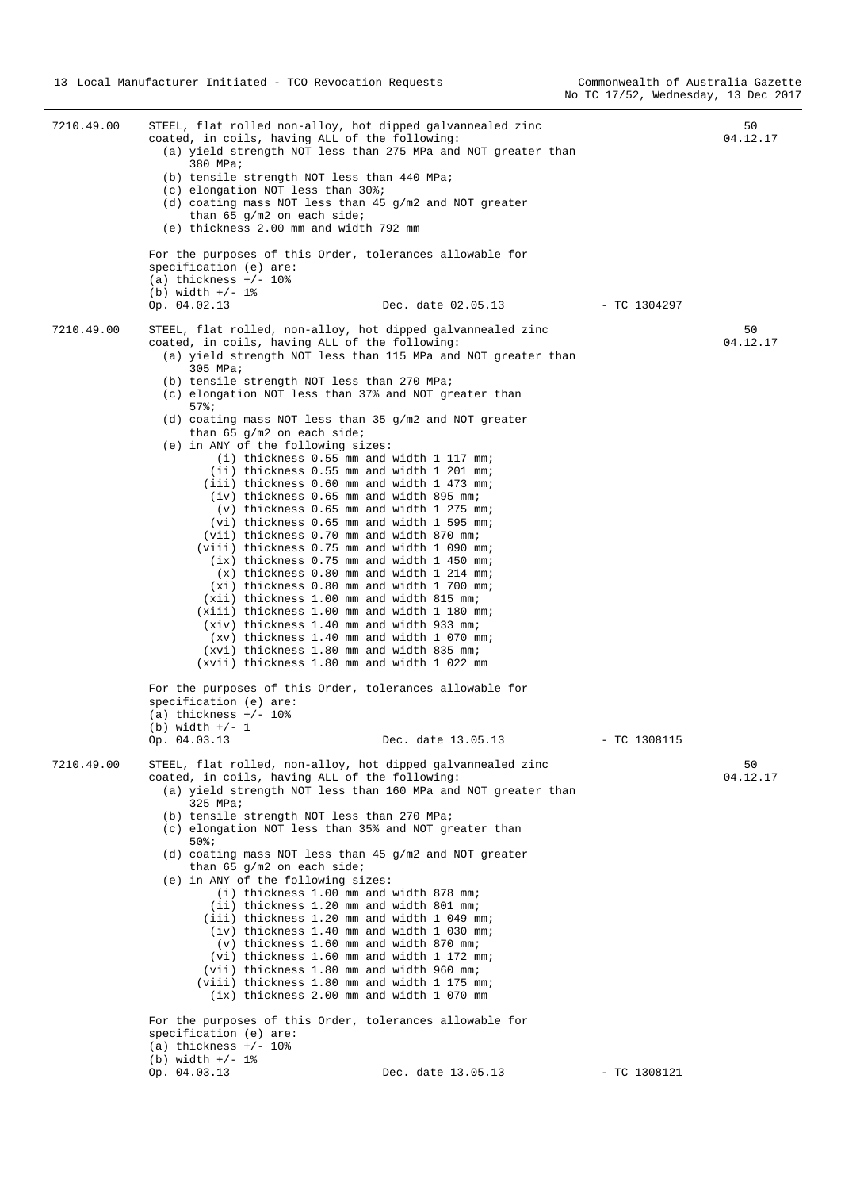| | | | |
|---|---|---|---|
| 7210.49.00 | STEEL, flat rolled non-alloy, hot dipped galvannealed zinc coated, in coils, having ALL of the following:<br>(a) yield strength NOT less than 275 MPa and NOT greater than 380 MPa;<br>(b) tensile strength NOT less than 440 MPa;<br>(c) elongation NOT less than 30%;<br>(d) coating mass NOT less than 45 g/m2 and NOT greater than 65 g/m2 on each side;<br>(e) thickness 2.00 mm and width 792 mm<br><br>For the purposes of this Order, tolerances allowable for specification (e) are:<br>(a) thickness +/- 10%<br>(b) width +/- 1%<br>Op. 04.02.13 Dec. date 02.05.13 | - TC 1304297 | 50<br>04.12.17 |
| 7210.49.00 | STEEL, flat rolled, non-alloy, hot dipped galvannealed zinc coated, in coils, having ALL of the following:<br>(a) yield strength NOT less than 115 MPa and NOT greater than 305 MPa;<br>(b) tensile strength NOT less than 270 MPa;<br>(c) elongation NOT less than 37% and NOT greater than 57%;<br>(d) coating mass NOT less than 35 g/m2 and NOT greater than 65 g/m2 on each side;<br>(e) in ANY of the following sizes:<br>(i) thickness 0.55 mm and width 1 117 mm;<br>(ii) thickness 0.55 mm and width 1 201 mm;<br>(iii) thickness 0.60 mm and width 1 473 mm;<br>(iv) thickness 0.65 mm and width 895 mm;<br>(v) thickness 0.65 mm and width 1 275 mm;<br>(vi) thickness 0.65 mm and width 1 595 mm;<br>(vii) thickness 0.70 mm and width 870 mm;<br>(viii) thickness 0.75 mm and width 1 090 mm;<br>(ix) thickness 0.75 mm and width 1 450 mm;<br>(x) thickness 0.80 mm and width 1 214 mm;<br>(xi) thickness 0.80 mm and width 1 700 mm;<br>(xii) thickness 1.00 mm and width 815 mm;<br>(xiii) thickness 1.00 mm and width 1 180 mm;<br>(xiv) thickness 1.40 mm and width 933 mm;<br>(xv) thickness 1.40 mm and width 1 070 mm;<br>(xvi) thickness 1.80 mm and width 835 mm;<br>(xvii) thickness 1.80 mm and width 1 022 mm<br><br>For the purposes of this Order, tolerances allowable for specification (e) are:<br>(a) thickness +/- 10%<br>(b) width +/- 1<br>Op. 04.03.13 Dec. date 13.05.13 | - TC 1308115 | 50<br>04.12.17 |
| 7210.49.00 | STEEL, flat rolled, non-alloy, hot dipped galvannealed zinc coated, in coils, having ALL of the following:<br>(a) yield strength NOT less than 160 MPa and NOT greater than 325 MPa;<br>(b) tensile strength NOT less than 270 MPa;<br>(c) elongation NOT less than 35% and NOT greater than 50%;<br>(d) coating mass NOT less than 45 g/m2 and NOT greater than 65 g/m2 on each side;<br>(e) in ANY of the following sizes:<br>(i) thickness 1.00 mm and width 878 mm;<br>(ii) thickness 1.20 mm and width 801 mm;<br>(iii) thickness 1.20 mm and width 1 049 mm;<br>(iv) thickness 1.40 mm and width 1 030 mm;<br>(v) thickness 1.60 mm and width 870 mm;<br>(vi) thickness 1.60 mm and width 1 172 mm;<br>(vii) thickness 1.80 mm and width 960 mm;<br>(viii) thickness 1.80 mm and width 1 175 mm;<br>(ix) thickness 2.00 mm and width 1 070 mm<br><br>For the purposes of this Order, tolerances allowable for specification (e) are:<br>(a) thickness +/- 10%<br>(b) width +/- 1%<br>Op. 04.03.13 Dec. date 13.05.13 | - TC 1308121 | 50<br>04.12.17 |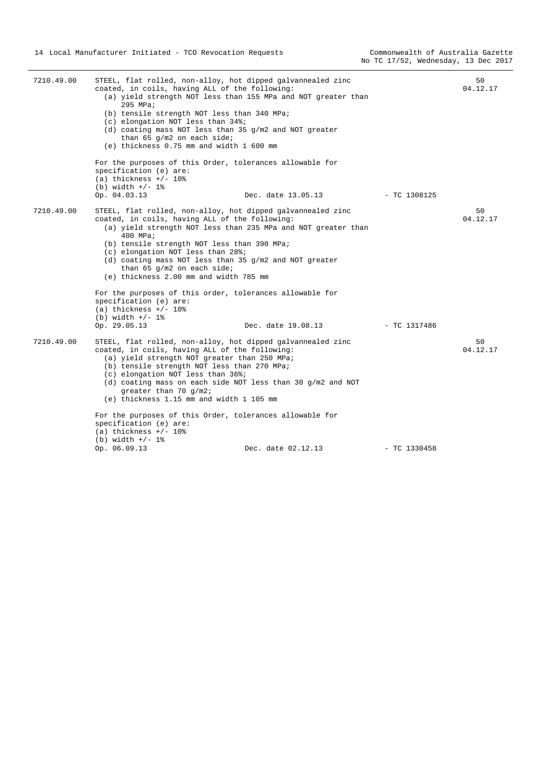| | | | |
|---|---|---|---|
| 7210.49.00 | STEEL, flat rolled, non-alloy, hot dipped galvannealed zinc coated, in coils, having ALL of the following:<br>(a) yield strength NOT less than 155 MPa and NOT greater than 295 MPa;<br>(b) tensile strength NOT less than 340 MPa;<br>(c) elongation NOT less than 34%;<br>(d) coating mass NOT less than 35 g/m2 and NOT greater than 65 g/m2 on each side;<br>(e) thickness 0.75 mm and width 1 600 mm<br><br>For the purposes of this Order, tolerances allowable for specification (e) are:<br>(a) thickness +/- 10%<br>(b) width +/- 1%<br>Op. 04.03.13 Dec. date 13.05.13 | - TC 1308125 | 50<br>04.12.17 |
| 7210.49.00 | STEEL, flat rolled, non-alloy, hot dipped galvannealed zinc coated, in coils, having ALL of the following:<br>(a) yield strength NOT less than 235 MPa and NOT greater than 400 MPa;<br>(b) tensile strength NOT less than 390 MPa;<br>(c) elongation NOT less than 28%;<br>(d) coating mass NOT less than 35 g/m2 and NOT greater than 65 g/m2 on each side;<br>(e) thickness 2.00 mm and width 785 mm<br><br>For the purposes of this order, tolerances allowable for specification (e) are:<br>(a) thickness +/- 10%<br>(b) width +/- 1%<br>Op. 29.05.13 Dec. date 19.08.13 | - TC 1317486 | 50<br>04.12.17 |
| 7210.49.00 | STEEL, flat rolled, non-alloy, hot dipped galvannealed zinc coated, in coils, having ALL of the following:<br>(a) yield strength NOT greater than 250 MPa;<br>(b) tensile strength NOT less than 270 MPa;<br>(c) elongation NOT less than 36%;<br>(d) coating mass on each side NOT less than 30 g/m2 and NOT greater than 70 g/m2;<br>(e) thickness 1.15 mm and width 1 105 mm<br><br>For the purposes of this Order, tolerances allowable for specification (e) are:<br>(a) thickness +/- 10%<br>(b) width +/- 1%<br>Op. 06.09.13 Dec. date 02.12.13 | - TC 1330458 | 50<br>04.12.17 |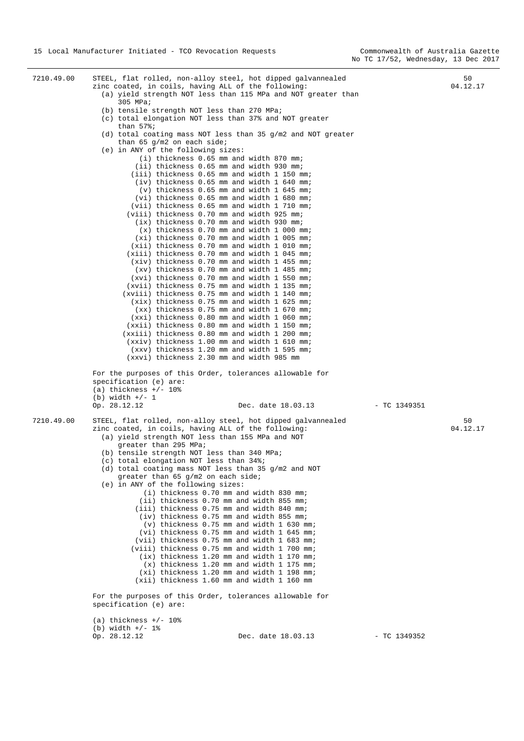7210.49.00 — STEEL, flat rolled, non-alloy steel, hot dipped galvannealed zinc coated, in coils, having ALL of the following: — 50 — 04.12.17

(a) yield strength NOT less than 115 MPa and NOT greater than 305 MPa;
(b) tensile strength NOT less than 270 MPa;
(c) total elongation NOT less than 37% and NOT greater than 57%;
(d) total coating mass NOT less than 35 g/m2 and NOT greater than 65 g/m2 on each side;
(e) in ANY of the following sizes:
- (i) thickness 0.65 mm and width 870 mm;
- (ii) thickness 0.65 mm and width 930 mm;
- (iii) thickness 0.65 mm and width 1 150 mm;
- (iv) thickness 0.65 mm and width 1 640 mm;
- (v) thickness 0.65 mm and width 1 645 mm;
- (vi) thickness 0.65 mm and width 1 680 mm;
- (vii) thickness 0.65 mm and width 1 710 mm;
- (viii) thickness 0.70 mm and width 925 mm;
- (ix) thickness 0.70 mm and width 930 mm;
- (x) thickness 0.70 mm and width 1 000 mm;
- (xi) thickness 0.70 mm and width 1 005 mm;
- (xii) thickness 0.70 mm and width 1 010 mm;
- (xiii) thickness 0.70 mm and width 1 045 mm;
- (xiv) thickness 0.70 mm and width 1 455 mm;
- (xv) thickness 0.70 mm and width 1 485 mm;
- (xvi) thickness 0.70 mm and width 1 550 mm;
- (xvii) thickness 0.75 mm and width 1 135 mm;
- (xviii) thickness 0.75 mm and width 1 140 mm;
- (xix) thickness 0.75 mm and width 1 625 mm;
- (xx) thickness 0.75 mm and width 1 670 mm;
- (xxi) thickness 0.80 mm and width 1 060 mm;
- (xxii) thickness 0.80 mm and width 1 150 mm;
- (xxiii) thickness 0.80 mm and width 1 200 mm;
- (xxiv) thickness 1.00 mm and width 1 610 mm;
- (xxv) thickness 1.20 mm and width 1 595 mm;
- (xxvi) thickness 2.30 mm and width 985 mm

For the purposes of this Order, tolerances allowable for specification (e) are:
(a) thickness +/- 10%
(b) width +/- 1

Op. 28.12.12 — Dec. date 18.03.13 — - TC 1349351

7210.49.00 — STEEL, flat rolled, non-alloy steel, hot dipped galvannealed zinc coated, in coils, having ALL of the following: — 50 — 04.12.17

(a) yield strength NOT less than 155 MPa and NOT greater than 295 MPa;
(b) tensile strength NOT less than 340 MPa;
(c) total elongation NOT less than 34%;
(d) total coating mass NOT less than 35 g/m2 and NOT greater than 65 g/m2 on each side;
(e) in ANY of the following sizes:
- (i) thickness 0.70 mm and width 830 mm;
- (ii) thickness 0.70 mm and width 855 mm;
- (iii) thickness 0.75 mm and width 840 mm;
- (iv) thickness 0.75 mm and width 855 mm;
- (v) thickness 0.75 mm and width 1 630 mm;
- (vi) thickness 0.75 mm and width 1 645 mm;
- (vii) thickness 0.75 mm and width 1 683 mm;
- (viii) thickness 0.75 mm and width 1 700 mm;
- (ix) thickness 1.20 mm and width 1 170 mm;
- (x) thickness 1.20 mm and width 1 175 mm;
- (xi) thickness 1.20 mm and width 1 198 mm;
- (xii) thickness 1.60 mm and width 1 160 mm

For the purposes of this Order, tolerances allowable for specification (e) are:

(a) thickness +/- 10%
(b) width +/- 1%

Op. 28.12.12 — Dec. date 18.03.13 — - TC 1349352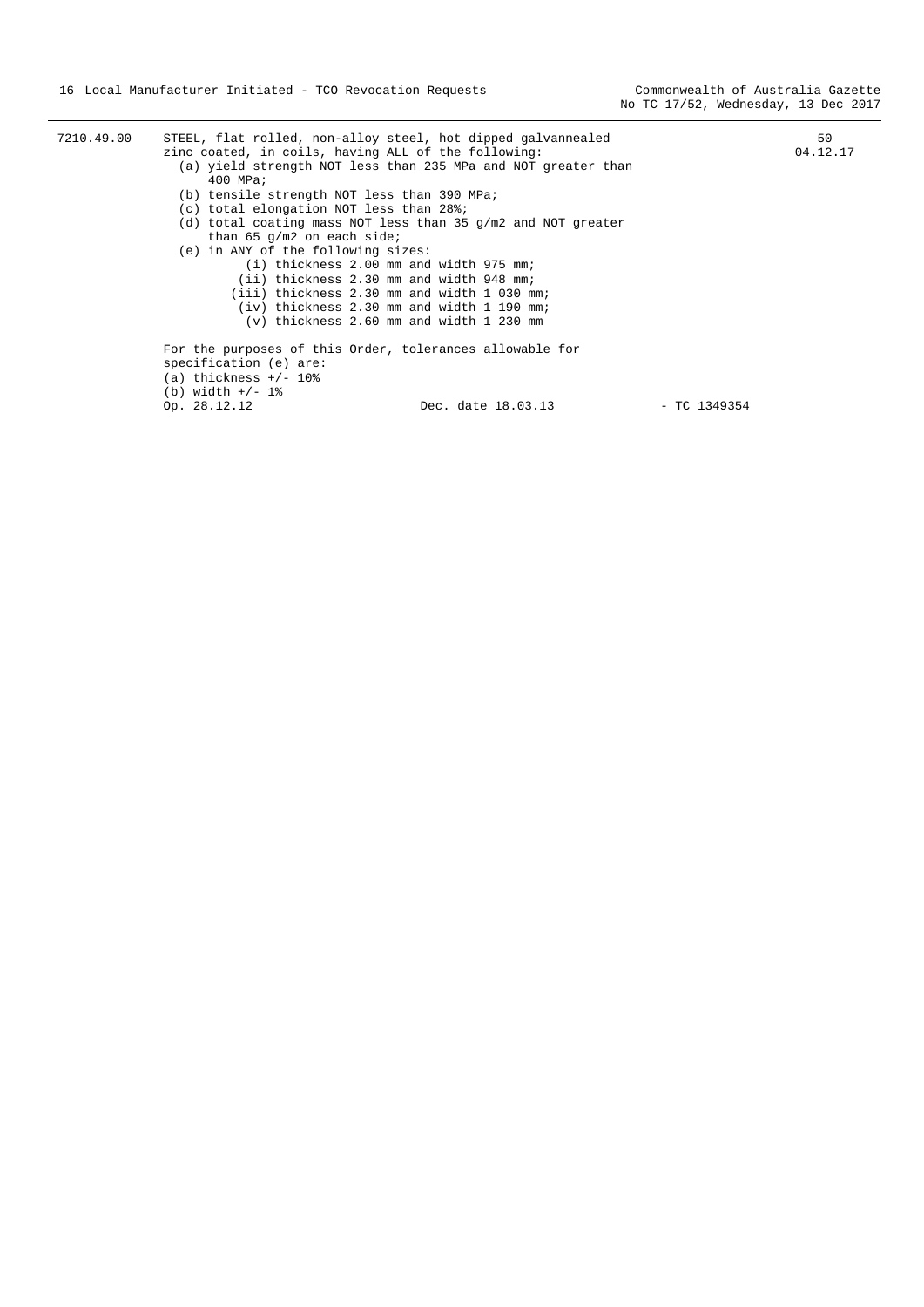7210.49.00 STEEL, flat rolled, non-alloy steel, hot dipped galvannealed zinc coated, in coils, having ALL of the following: 50 04.12.17

(a) yield strength NOT less than 235 MPa and NOT greater than 400 MPa;
(b) tensile strength NOT less than 390 MPa;
(c) total elongation NOT less than 28%;
(d) total coating mass NOT less than 35 g/m2 and NOT greater than 65 g/m2 on each side;
(e) in ANY of the following sizes:
    (i) thickness 2.00 mm and width 975 mm;
    (ii) thickness 2.30 mm and width 948 mm;
    (iii) thickness 2.30 mm and width 1 030 mm;
    (iv) thickness 2.30 mm and width 1 190 mm;
    (v) thickness 2.60 mm and width 1 230 mm

For the purposes of this Order, tolerances allowable for specification (e) are:
(a) thickness +/- 10%
(b) width +/- 1%

Op. 28.12.12 Dec. date 18.03.13 - TC 1349354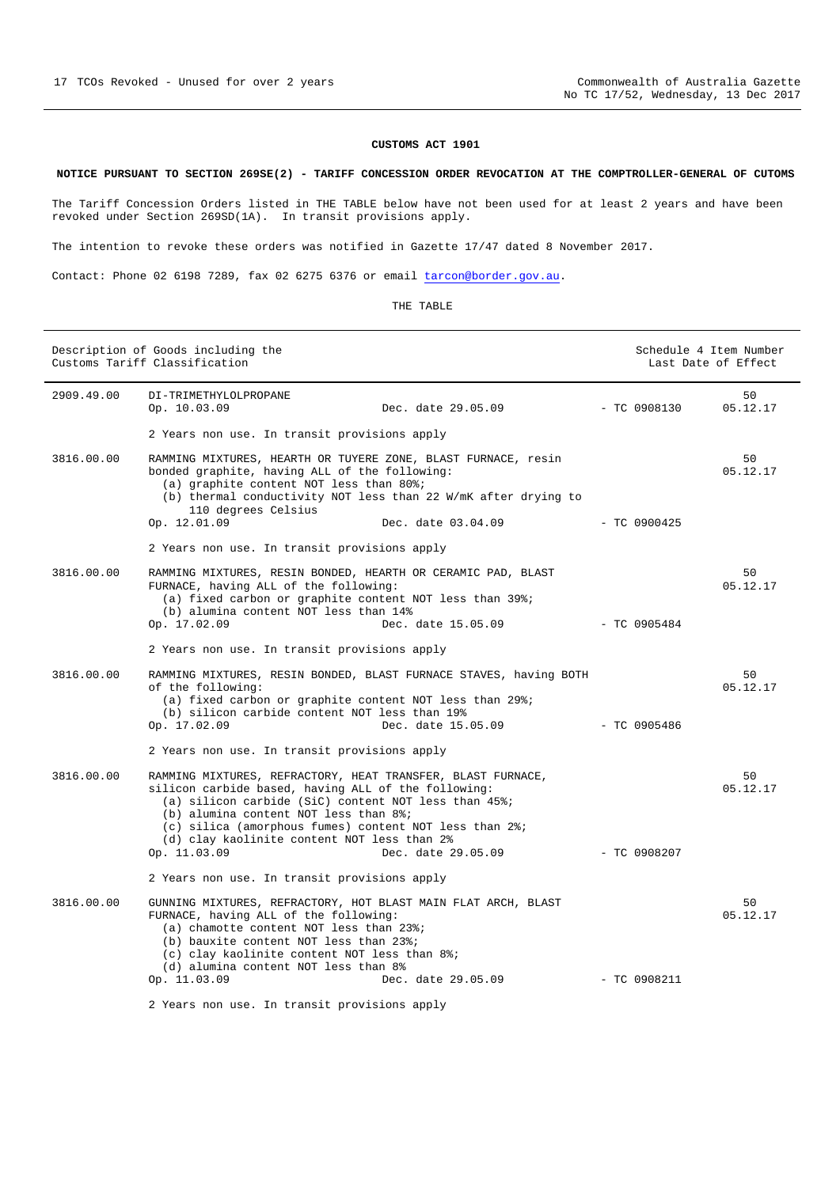**CUSTOMS ACT 1901**

**NOTICE PURSUANT TO SECTION 269SE(2) - TARIFF CONCESSION ORDER REVOCATION AT THE COMPTROLLER-GENERAL OF CUTOMS**

The Tariff Concession Orders listed in THE TABLE below have not been used for at least 2 years and have been revoked under Section 269SD(1A). In transit provisions apply.

The intention to revoke these orders was notified in Gazette 17/47 dated 8 November 2017.

Contact: Phone 02 6198 7289, fax 02 6275 6376 or email tarcon@border.gov.au.

THE TABLE

| | Description of Goods including the Customs Tariff Classification | | | Schedule 4 Item Number Last Date of Effect |
|---|---|---|---|---|
| 2909.49.00 | DI-TRIMETHYLOLPROPANE<br>Op. 10.03.09 | Dec. date 29.05.09 | - TC 0908130 | 50<br>05.12.17 |
| | 2 Years non use. In transit provisions apply | | | |
| 3816.00.00 | RAMMING MIXTURES, HEARTH OR TUYERE ZONE, BLAST FURNACE, resin bonded graphite, having ALL of the following:<br>(a) graphite content NOT less than 80%;<br>(b) thermal conductivity NOT less than 22 W/mK after drying to 110 degrees Celsius<br>Op. 12.01.09 | Dec. date 03.04.09 | - TC 0900425 | 50<br>05.12.17 |
| | 2 Years non use. In transit provisions apply | | | |
| 3816.00.00 | RAMMING MIXTURES, RESIN BONDED, HEARTH OR CERAMIC PAD, BLAST FURNACE, having ALL of the following:<br>(a) fixed carbon or graphite content NOT less than 39%;<br>(b) alumina content NOT less than 14%<br>Op. 17.02.09 | Dec. date 15.05.09 | - TC 0905484 | 50<br>05.12.17 |
| | 2 Years non use. In transit provisions apply | | | |
| 3816.00.00 | RAMMING MIXTURES, RESIN BONDED, BLAST FURNACE STAVES, having BOTH of the following:<br>(a) fixed carbon or graphite content NOT less than 29%;<br>(b) silicon carbide content NOT less than 19%<br>Op. 17.02.09 | Dec. date 15.05.09 | - TC 0905486 | 50<br>05.12.17 |
| | 2 Years non use. In transit provisions apply | | | |
| 3816.00.00 | RAMMING MIXTURES, REFRACTORY, HEAT TRANSFER, BLAST FURNACE, silicon carbide based, having ALL of the following:<br>(a) silicon carbide (SiC) content NOT less than 45%;<br>(b) alumina content NOT less than 8%;<br>(c) silica (amorphous fumes) content NOT less than 2%;<br>(d) clay kaolinite content NOT less than 2%<br>Op. 11.03.09 | Dec. date 29.05.09 | - TC 0908207 | 50<br>05.12.17 |
| | 2 Years non use. In transit provisions apply | | | |
| 3816.00.00 | GUNNING MIXTURES, REFRACTORY, HOT BLAST MAIN FLAT ARCH, BLAST FURNACE, having ALL of the following:<br>(a) chamotte content NOT less than 23%;<br>(b) bauxite content NOT less than 23%;<br>(c) clay kaolinite content NOT less than 8%;<br>(d) alumina content NOT less than 8%<br>Op. 11.03.09 | Dec. date 29.05.09 | - TC 0908211 | 50<br>05.12.17 |
| | 2 Years non use. In transit provisions apply | | | |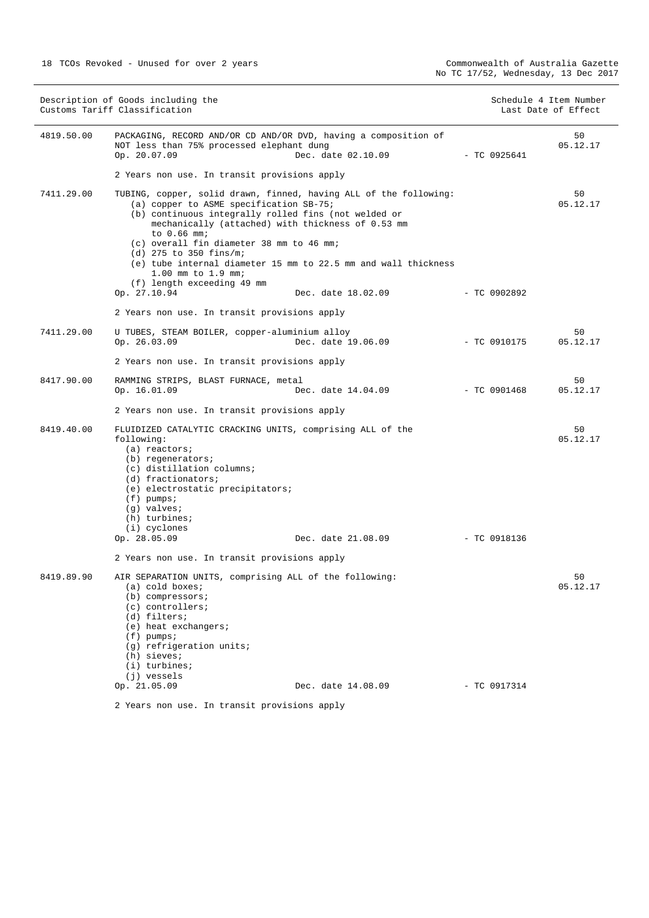| Description of Goods including the Customs Tariff Classification | | | | Schedule 4 Item Number Last Date of Effect |
|---|---|---|---|---|
| 4819.50.00 | PACKAGING, RECORD AND/OR CD AND/OR DVD, having a composition of NOT less than 75% processed elephant dung<br>Op. 20.07.09 Dec. date 02.10.09<br><br>2 Years non use. In transit provisions apply | | - TC 0925641 | 50<br>05.12.17 |
| 7411.29.00 | TUBING, copper, solid drawn, finned, having ALL of the following:<br>(a) copper to ASME specification SB-75;<br>(b) continuous integrally rolled fins (not welded or mechanically (attached) with thickness of 0.53 mm to 0.66 mm;<br>(c) overall fin diameter 38 mm to 46 mm;<br>(d) 275 to 350 fins/m;<br>(e) tube internal diameter 15 mm to 22.5 mm and wall thickness 1.00 mm to 1.9 mm;<br>(f) length exceeding 49 mm<br>Op. 27.10.94 Dec. date 18.02.09<br><br>2 Years non use. In transit provisions apply | | - TC 0902892 | 50<br>05.12.17 |
| 7411.29.00 | U TUBES, STEAM BOILER, copper-aluminium alloy<br>Op. 26.03.09 Dec. date 19.06.09<br><br>2 Years non use. In transit provisions apply | | - TC 0910175 | 50<br>05.12.17 |
| 8417.90.00 | RAMMING STRIPS, BLAST FURNACE, metal<br>Op. 16.01.09 Dec. date 14.04.09<br><br>2 Years non use. In transit provisions apply | | - TC 0901468 | 50<br>05.12.17 |
| 8419.40.00 | FLUIDIZED CATALYTIC CRACKING UNITS, comprising ALL of the following:<br>(a) reactors;<br>(b) regenerators;<br>(c) distillation columns;<br>(d) fractionators;<br>(e) electrostatic precipitators;<br>(f) pumps;<br>(g) valves;<br>(h) turbines;<br>(i) cyclones<br>Op. 28.05.09 Dec. date 21.08.09<br><br>2 Years non use. In transit provisions apply | | - TC 0918136 | 50<br>05.12.17 |
| 8419.89.90 | AIR SEPARATION UNITS, comprising ALL of the following:<br>(a) cold boxes;<br>(b) compressors;<br>(c) controllers;<br>(d) filters;<br>(e) heat exchangers;<br>(f) pumps;<br>(g) refrigeration units;<br>(h) sieves;<br>(i) turbines;<br>(j) vessels<br>Op. 21.05.09 Dec. date 14.08.09<br><br>2 Years non use. In transit provisions apply | | - TC 0917314 | 50<br>05.12.17 |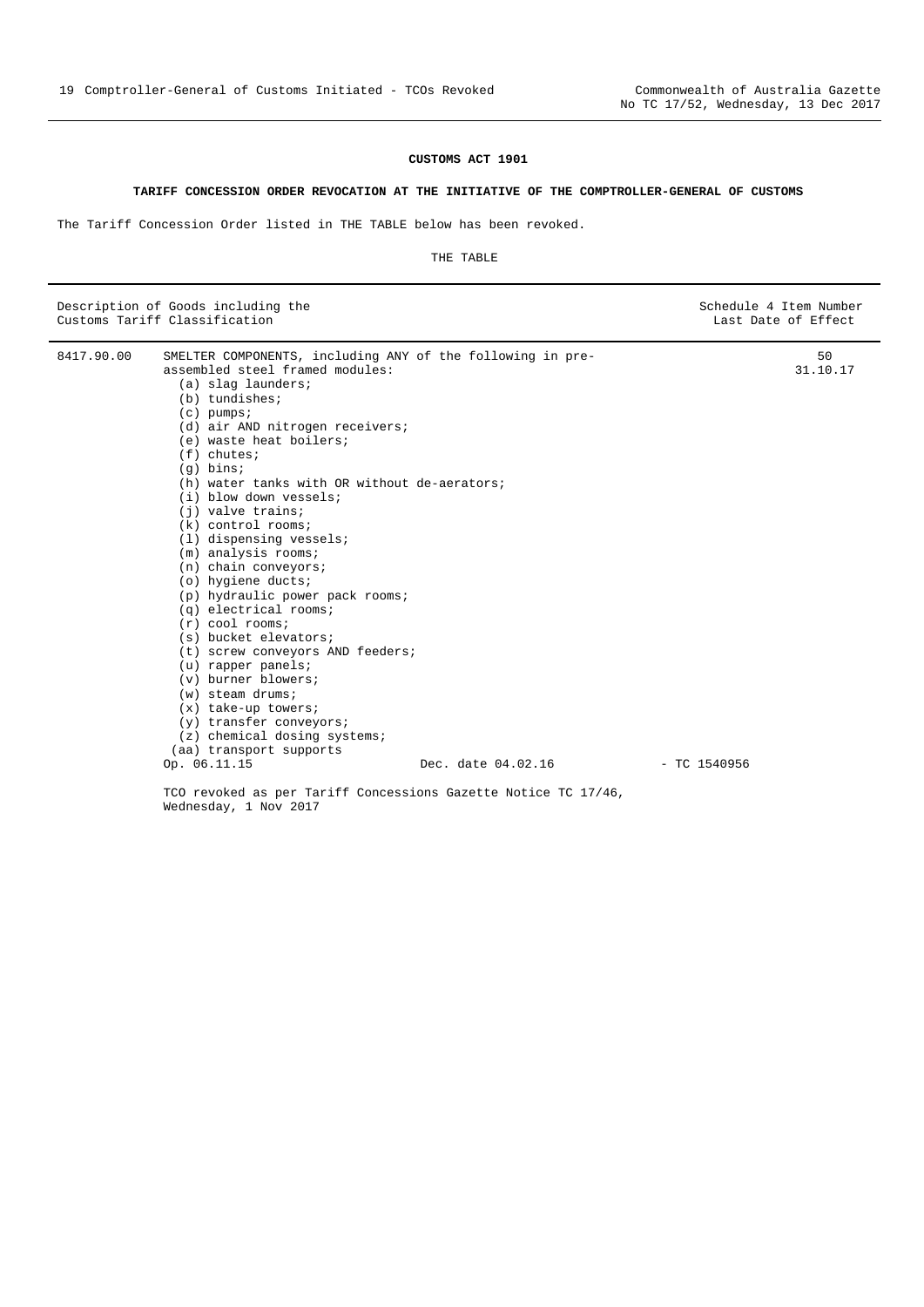# CUSTOMS ACT 1901

## TARIFF CONCESSION ORDER REVOCATION AT THE INITIATIVE OF THE COMPTROLLER-GENERAL OF CUSTOMS

The Tariff Concession Order listed in THE TABLE below has been revoked.

THE TABLE

| Description of Goods including the Customs Tariff Classification | | Schedule 4 Item Number Last Date of Effect |
|---|---|---|
| 8417.90.00 | SMELTER COMPONENTS, including ANY of the following in pre-assembled steel framed modules:<br>(a) slag launders;<br>(b) tundishes;<br>(c) pumps;<br>(d) air AND nitrogen receivers;<br>(e) waste heat boilers;<br>(f) chutes;<br>(g) bins;<br>(h) water tanks with OR without de-aerators;<br>(i) blow down vessels;<br>(j) valve trains;<br>(k) control rooms;<br>(l) dispensing vessels;<br>(m) analysis rooms;<br>(n) chain conveyors;<br>(o) hygiene ducts;<br>(p) hydraulic power pack rooms;<br>(q) electrical rooms;<br>(r) cool rooms;<br>(s) bucket elevators;<br>(t) screw conveyors AND feeders;<br>(u) rapper panels;<br>(v) burner blowers;<br>(w) steam drums;<br>(x) take-up towers;<br>(y) transfer conveyors;<br>(z) chemical dosing systems;<br>(aa) transport supports<br>Op. 06.11.15 Dec. date 04.02.16 - TC 1540956<br><br>TCO revoked as per Tariff Concessions Gazette Notice TC 17/46, Wednesday, 1 Nov 2017 | 50<br>31.10.17 |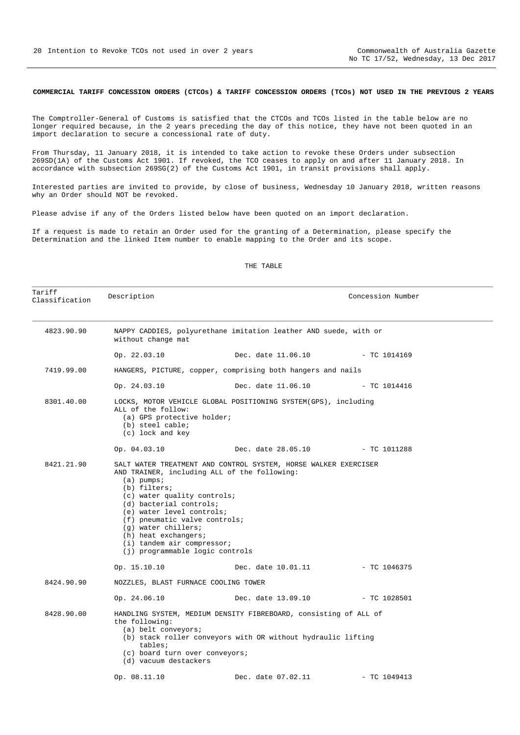**COMMERCIAL TARIFF CONCESSION ORDERS (CTCOs) & TARIFF CONCESSION ORDERS (TCOs) NOT USED IN THE PREVIOUS 2 YEARS**

The Comptroller-General of Customs is satisfied that the CTCOs and TCOs listed in the table below are no longer required because, in the 2 years preceding the day of this notice, they have not been quoted in an import declaration to secure a concessional rate of duty.

From Thursday, 11 January 2018, it is intended to take action to revoke these Orders under subsection 269SD(1A) of the Customs Act 1901. If revoked, the TCO ceases to apply on and after 11 January 2018. In accordance with subsection 269SG(2) of the Customs Act 1901, in transit provisions shall apply.

Interested parties are invited to provide, by close of business, Wednesday 10 January 2018, written reasons why an Order should NOT be revoked.

Please advise if any of the Orders listed below have been quoted on an import declaration.

If a request is made to retain an Order used for the granting of a Determination, please specify the Determination and the linked Item number to enable mapping to the Order and its scope.

THE TABLE

| Tariff Classification | Description | | Concession Number |
|---|---|---|---|
| 4823.90.90 | NAPPY CADDIES, polyurethane imitation leather AND suede, with or without change mat | | |
| | Op. 22.03.10 | Dec. date 11.06.10 | - TC 1014169 |
| 7419.99.00 | HANGERS, PICTURE, copper, comprising both hangers and nails | | |
| | Op. 24.03.10 | Dec. date 11.06.10 | - TC 1014416 |
| 8301.40.00 | LOCKS, MOTOR VEHICLE GLOBAL POSITIONING SYSTEM(GPS), including ALL of the follow:<br>(a) GPS protective holder;<br>(b) steel cable;<br>(c) lock and key | | |
| | Op. 04.03.10 | Dec. date 28.05.10 | - TC 1011288 |
| 8421.21.90 | SALT WATER TREATMENT AND CONTROL SYSTEM, HORSE WALKER EXERCISER AND TRAINER, including ALL of the following:<br>(a) pumps;<br>(b) filters;<br>(c) water quality controls;<br>(d) bacterial controls;<br>(e) water level controls;<br>(f) pneumatic valve controls;<br>(g) water chillers;<br>(h) heat exchangers;<br>(i) tandem air compressor;<br>(j) programmable logic controls | | |
| | Op. 15.10.10 | Dec. date 10.01.11 | - TC 1046375 |
| 8424.90.90 | NOZZLES, BLAST FURNACE COOLING TOWER | | |
| | Op. 24.06.10 | Dec. date 13.09.10 | - TC 1028501 |
| 8428.90.00 | HANDLING SYSTEM, MEDIUM DENSITY FIBREBOARD, consisting of ALL of the following:<br>(a) belt conveyors;<br>(b) stack roller conveyors with OR without hydraulic lifting tables;<br>(c) board turn over conveyors;<br>(d) vacuum destackers | | |
| | Op. 08.11.10 | Dec. date 07.02.11 | - TC 1049413 |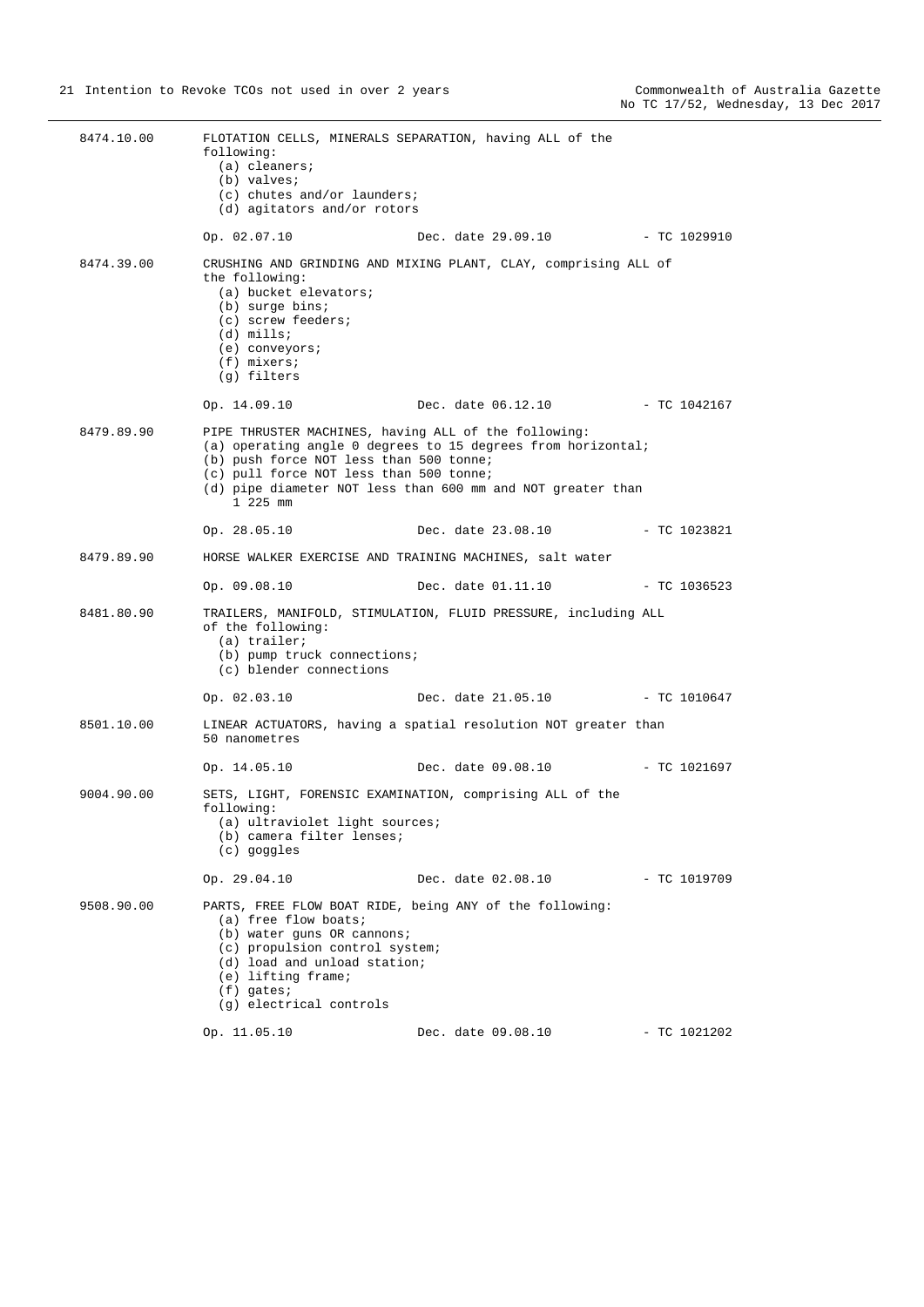| | |
|---|---|
| 8474.10.00 | FLOTATION CELLS, MINERALS SEPARATION, having ALL of the following:<br>(a) cleaners;<br>(b) valves;<br>(c) chutes and/or launders;<br>(d) agitators and/or rotors<br><br>Op. 02.07.10 Dec. date 29.09.10 - TC 1029910 |
| 8474.39.00 | CRUSHING AND GRINDING AND MIXING PLANT, CLAY, comprising ALL of the following:<br>(a) bucket elevators;<br>(b) surge bins;<br>(c) screw feeders;<br>(d) mills;<br>(e) conveyors;<br>(f) mixers;<br>(g) filters<br><br>Op. 14.09.10 Dec. date 06.12.10 - TC 1042167 |
| 8479.89.90 | PIPE THRUSTER MACHINES, having ALL of the following:<br>(a) operating angle 0 degrees to 15 degrees from horizontal;<br>(b) push force NOT less than 500 tonne;<br>(c) pull force NOT less than 500 tonne;<br>(d) pipe diameter NOT less than 600 mm and NOT greater than 1 225 mm<br><br>Op. 28.05.10 Dec. date 23.08.10 - TC 1023821 |
| 8479.89.90 | HORSE WALKER EXERCISE AND TRAINING MACHINES, salt water<br><br>Op. 09.08.10 Dec. date 01.11.10 - TC 1036523 |
| 8481.80.90 | TRAILERS, MANIFOLD, STIMULATION, FLUID PRESSURE, including ALL of the following:<br>(a) trailer;<br>(b) pump truck connections;<br>(c) blender connections<br><br>Op. 02.03.10 Dec. date 21.05.10 - TC 1010647 |
| 8501.10.00 | LINEAR ACTUATORS, having a spatial resolution NOT greater than 50 nanometres<br><br>Op. 14.05.10 Dec. date 09.08.10 - TC 1021697 |
| 9004.90.00 | SETS, LIGHT, FORENSIC EXAMINATION, comprising ALL of the following:<br>(a) ultraviolet light sources;<br>(b) camera filter lenses;<br>(c) goggles<br><br>Op. 29.04.10 Dec. date 02.08.10 - TC 1019709 |
| 9508.90.00 | PARTS, FREE FLOW BOAT RIDE, being ANY of the following:<br>(a) free flow boats;<br>(b) water guns OR cannons;<br>(c) propulsion control system;<br>(d) load and unload station;<br>(e) lifting frame;<br>(f) gates;<br>(g) electrical controls<br><br>Op. 11.05.10 Dec. date 09.08.10 - TC 1021202 |